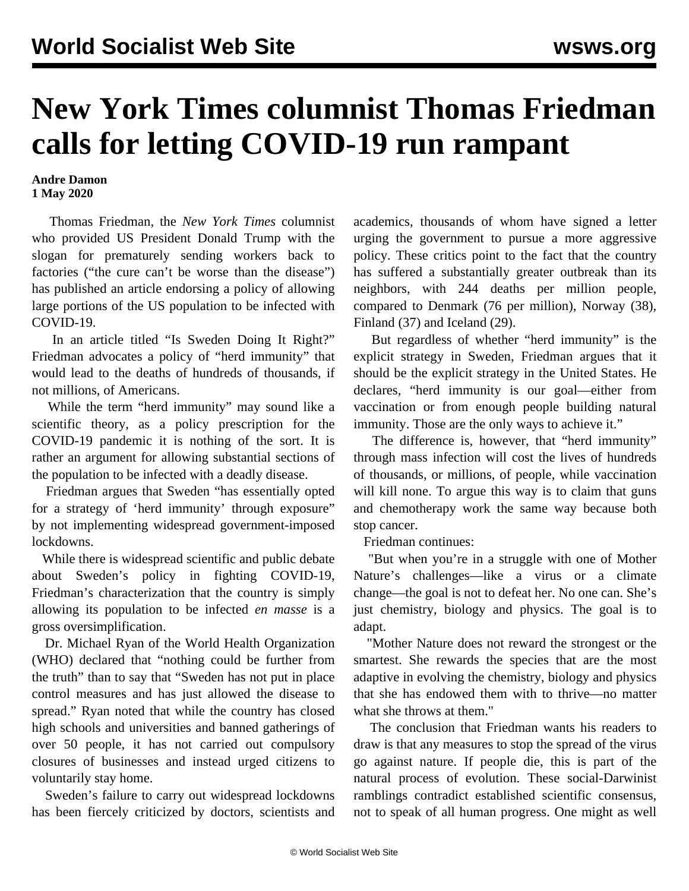# New York Times columnist Thomas Friedman calls for letting COVID-19 run rampant

**Andre Damon**
**1 May 2020**

Thomas Friedman, the *New York Times* columnist who provided US President Donald Trump with the slogan for prematurely sending workers back to factories ("the cure can't be worse than the disease") has published an article endorsing a policy of allowing large portions of the US population to be infected with COVID-19.

In an article titled "Is Sweden Doing It Right?" Friedman advocates a policy of "herd immunity" that would lead to the deaths of hundreds of thousands, if not millions, of Americans.

While the term "herd immunity" may sound like a scientific theory, as a policy prescription for the COVID-19 pandemic it is nothing of the sort. It is rather an argument for allowing substantial sections of the population to be infected with a deadly disease.

Friedman argues that Sweden "has essentially opted for a strategy of 'herd immunity' through exposure" by not implementing widespread government-imposed lockdowns.

While there is widespread scientific and public debate about Sweden's policy in fighting COVID-19, Friedman's characterization that the country is simply allowing its population to be infected *en masse* is a gross oversimplification.

Dr. Michael Ryan of the World Health Organization (WHO) declared that "nothing could be further from the truth" than to say that "Sweden has not put in place control measures and has just allowed the disease to spread." Ryan noted that while the country has closed high schools and universities and banned gatherings of over 50 people, it has not carried out compulsory closures of businesses and instead urged citizens to voluntarily stay home.

Sweden's failure to carry out widespread lockdowns has been fiercely criticized by doctors, scientists and academics, thousands of whom have signed a letter urging the government to pursue a more aggressive policy. These critics point to the fact that the country has suffered a substantially greater outbreak than its neighbors, with 244 deaths per million people, compared to Denmark (76 per million), Norway (38), Finland (37) and Iceland (29).

But regardless of whether "herd immunity" is the explicit strategy in Sweden, Friedman argues that it should be the explicit strategy in the United States. He declares, "herd immunity is our goal—either from vaccination or from enough people building natural immunity. Those are the only ways to achieve it."

The difference is, however, that "herd immunity" through mass infection will cost the lives of hundreds of thousands, or millions, of people, while vaccination will kill none. To argue this way is to claim that guns and chemotherapy work the same way because both stop cancer.

Friedman continues:

"But when you're in a struggle with one of Mother Nature's challenges—like a virus or a climate change—the goal is not to defeat her. No one can. She's just chemistry, biology and physics. The goal is to adapt.

"Mother Nature does not reward the strongest or the smartest. She rewards the species that are the most adaptive in evolving the chemistry, biology and physics that she has endowed them with to thrive—no matter what she throws at them."

The conclusion that Friedman wants his readers to draw is that any measures to stop the spread of the virus go against nature. If people die, this is part of the natural process of evolution. These social-Darwinist ramblings contradict established scientific consensus, not to speak of all human progress. One might as well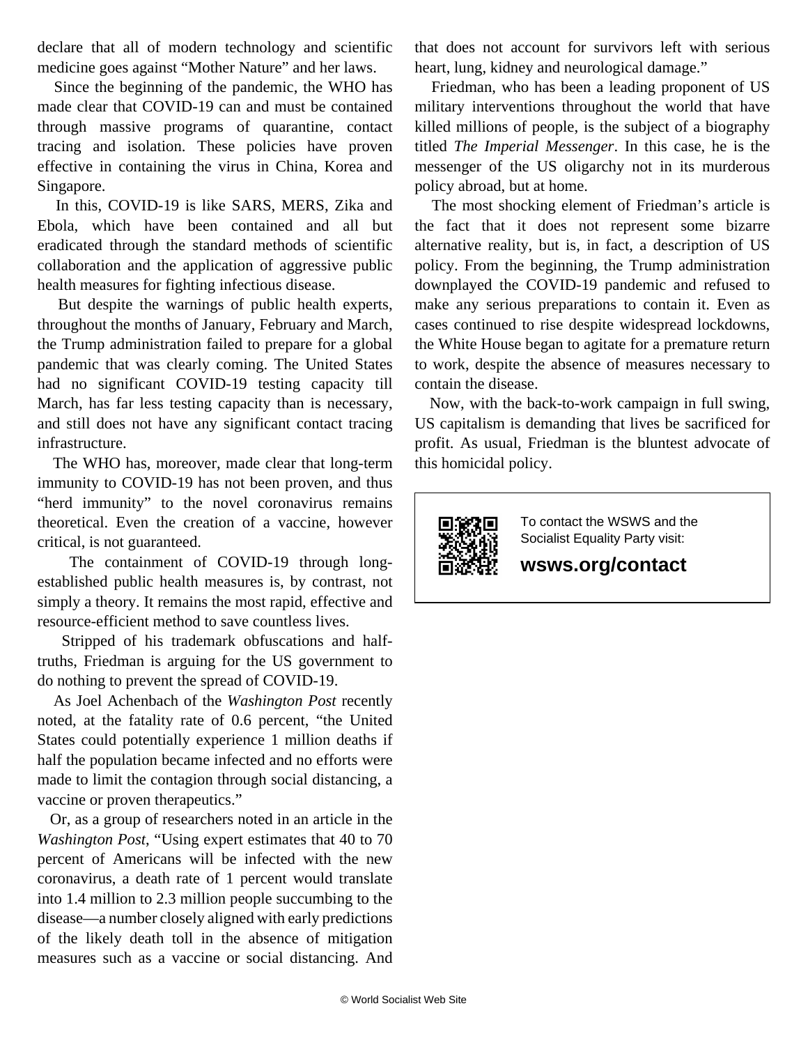declare that all of modern technology and scientific medicine goes against "Mother Nature" and her laws.

Since the beginning of the pandemic, the WHO has made clear that COVID-19 can and must be contained through massive programs of quarantine, contact tracing and isolation. These policies have proven effective in containing the virus in China, Korea and Singapore.

In this, COVID-19 is like SARS, MERS, Zika and Ebola, which have been contained and all but eradicated through the standard methods of scientific collaboration and the application of aggressive public health measures for fighting infectious disease.

But despite the warnings of public health experts, throughout the months of January, February and March, the Trump administration failed to prepare for a global pandemic that was clearly coming. The United States had no significant COVID-19 testing capacity till March, has far less testing capacity than is necessary, and still does not have any significant contact tracing infrastructure.

The WHO has, moreover, made clear that long-term immunity to COVID-19 has not been proven, and thus "herd immunity" to the novel coronavirus remains theoretical. Even the creation of a vaccine, however critical, is not guaranteed.

The containment of COVID-19 through long-established public health measures is, by contrast, not simply a theory. It remains the most rapid, effective and resource-efficient method to save countless lives.

Stripped of his trademark obfuscations and half-truths, Friedman is arguing for the US government to do nothing to prevent the spread of COVID-19.

As Joel Achenbach of the *Washington Post* recently noted, at the fatality rate of 0.6 percent, "the United States could potentially experience 1 million deaths if half the population became infected and no efforts were made to limit the contagion through social distancing, a vaccine or proven therapeutics."

Or, as a group of researchers noted in an article in the *Washington Post*, "Using expert estimates that 40 to 70 percent of Americans will be infected with the new coronavirus, a death rate of 1 percent would translate into 1.4 million to 2.3 million people succumbing to the disease—a number closely aligned with early predictions of the likely death toll in the absence of mitigation measures such as a vaccine or social distancing. And that does not account for survivors left with serious heart, lung, kidney and neurological damage."

Friedman, who has been a leading proponent of US military interventions throughout the world that have killed millions of people, is the subject of a biography titled *The Imperial Messenger*. In this case, he is the messenger of the US oligarchy not in its murderous policy abroad, but at home.

The most shocking element of Friedman's article is the fact that it does not represent some bizarre alternative reality, but is, in fact, a description of US policy. From the beginning, the Trump administration downplayed the COVID-19 pandemic and refused to make any serious preparations to contain it. Even as cases continued to rise despite widespread lockdowns, the White House began to agitate for a premature return to work, despite the absence of measures necessary to contain the disease.

Now, with the back-to-work campaign in full swing, US capitalism is demanding that lives be sacrificed for profit. As usual, Friedman is the bluntest advocate of this homicidal policy.

To contact the WSWS and the Socialist Equality Party visit:

**wsws.org/contact**